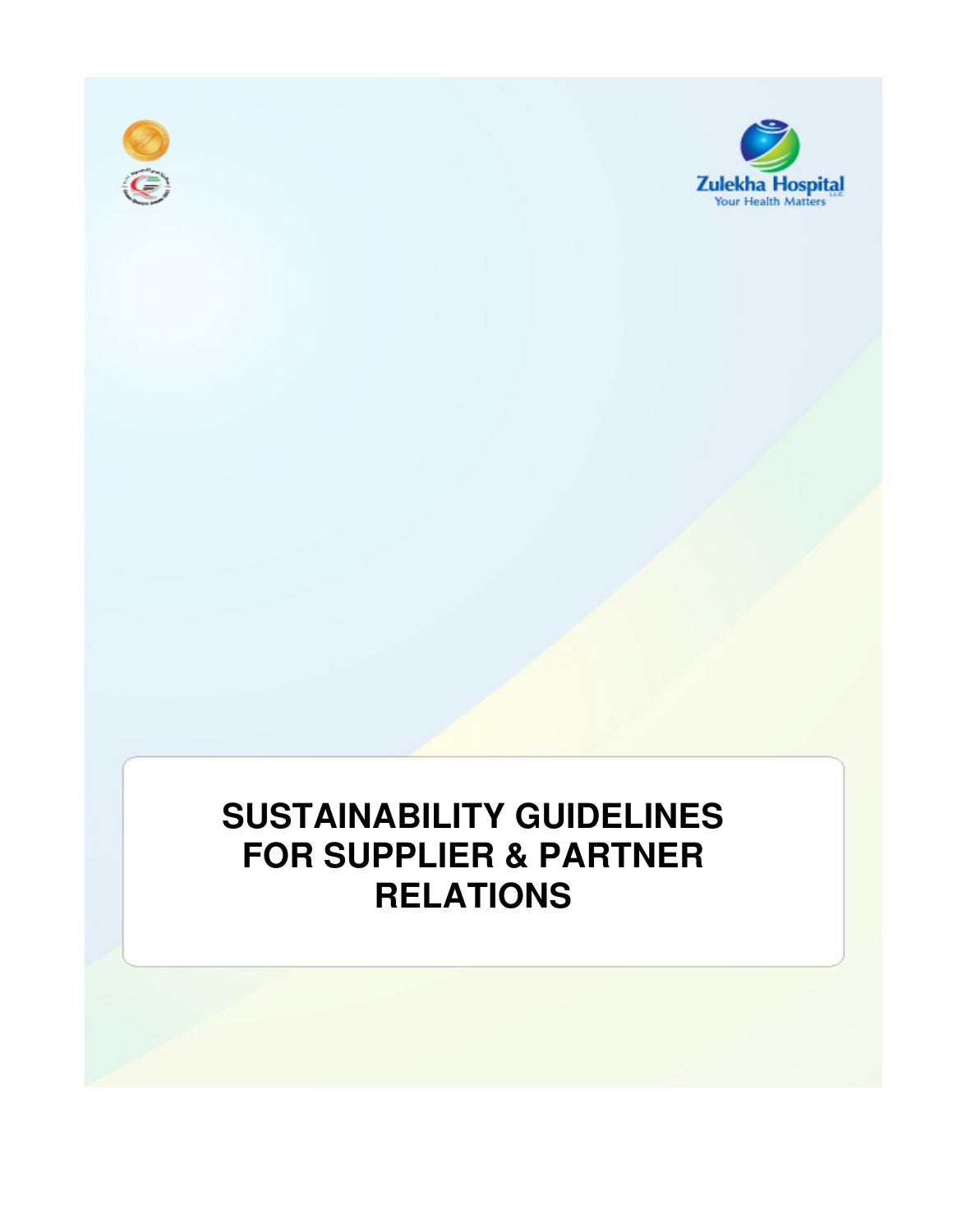Zulekha Hospital

Your Health Matters

# SUSTAINABILITY GUIDELINES FOR SUPPLIER & PARTNER RELATIONS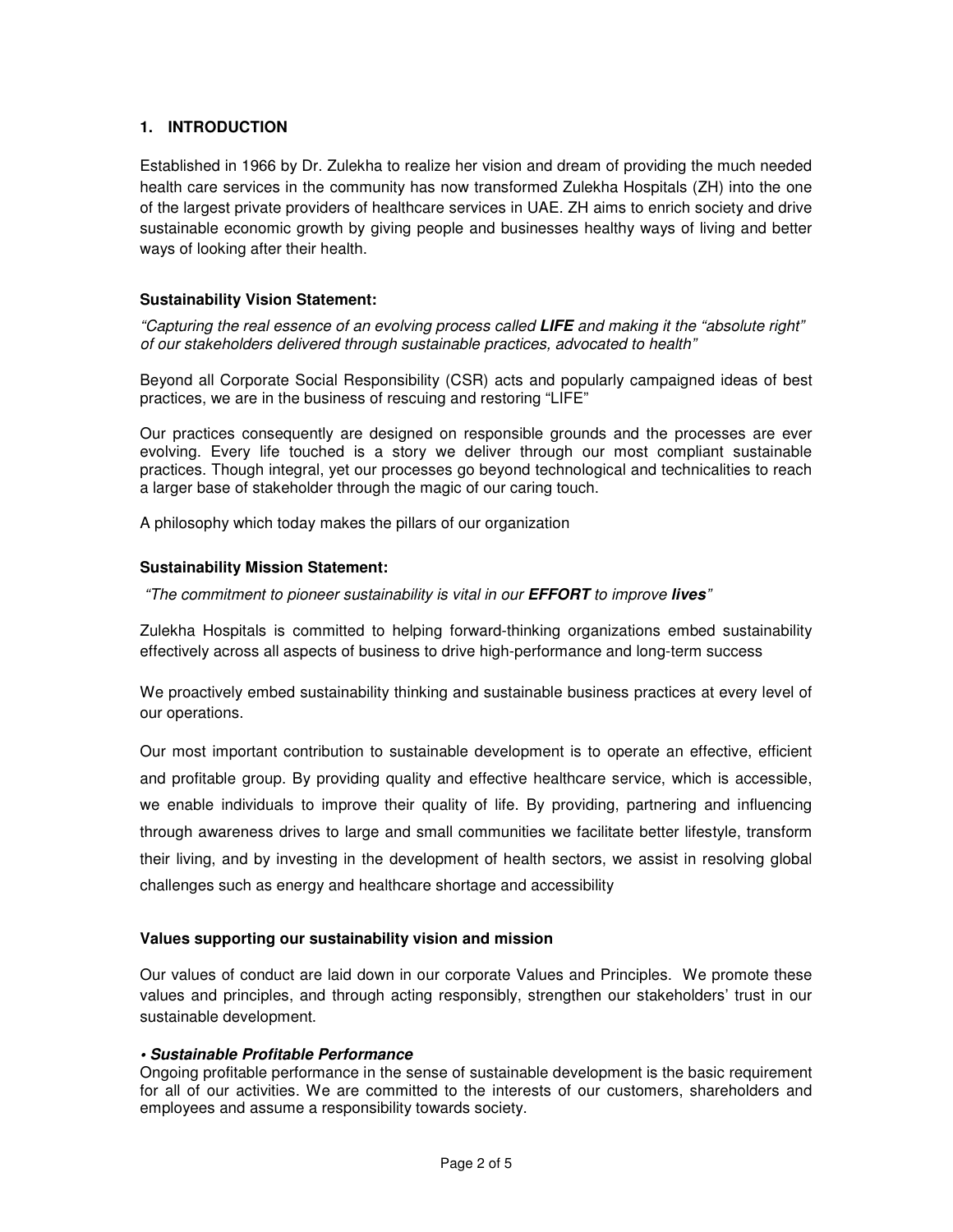## 1. INTRODUCTION

Established in 1966 by Dr. Zulekha to realize her vision and dream of providing the much needed health care services in the community has now transformed Zulekha Hospitals (ZH) into the one of the largest private providers of healthcare services in UAE. ZH aims to enrich society and drive sustainable economic growth by giving people and businesses healthy ways of living and better ways of looking after their health.

### Sustainability Vision Statement:

*"Capturing the real essence of an evolving process called **LIFE** and making it the "absolute right" of our stakeholders delivered through sustainable practices, advocated to health"*

Beyond all Corporate Social Responsibility (CSR) acts and popularly campaigned ideas of best practices, we are in the business of rescuing and restoring "LIFE"

Our practices consequently are designed on responsible grounds and the processes are ever evolving. Every life touched is a story we deliver through our most compliant sustainable practices. Though integral, yet our processes go beyond technological and technicalities to reach a larger base of stakeholder through the magic of our caring touch.

A philosophy which today makes the pillars of our organization

### Sustainability Mission Statement:

*"The commitment to pioneer sustainability is vital in our **EFFORT** to improve **lives**"*

Zulekha Hospitals is committed to helping forward-thinking organizations embed sustainability effectively across all aspects of business to drive high-performance and long-term success

We proactively embed sustainability thinking and sustainable business practices at every level of our operations.

Our most important contribution to sustainable development is to operate an effective, efficient and profitable group. By providing quality and effective healthcare service, which is accessible, we enable individuals to improve their quality of life. By providing, partnering and influencing through awareness drives to large and small communities we facilitate better lifestyle, transform their living, and by investing in the development of health sectors, we assist in resolving global challenges such as energy and healthcare shortage and accessibility

### Values supporting our sustainability vision and mission

Our values of conduct are laid down in our corporate Values and Principles. We promote these values and principles, and through acting responsibly, strengthen our stakeholders' trust in our sustainable development.

***• Sustainable Profitable Performance***

Ongoing profitable performance in the sense of sustainable development is the basic requirement for all of our activities. We are committed to the interests of our customers, shareholders and employees and assume a responsibility towards society.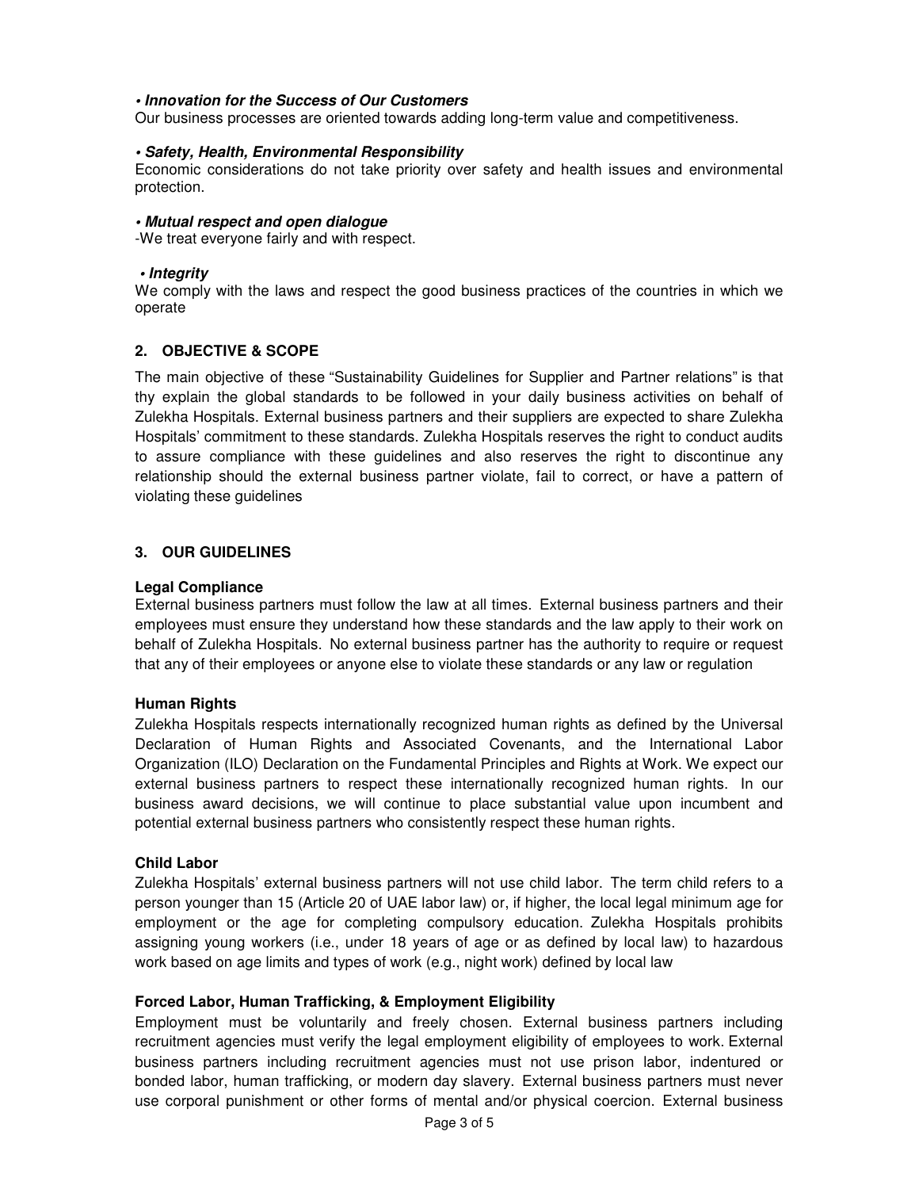***• Innovation for the Success of Our Customers***

Our business processes are oriented towards adding long-term value and competitiveness.

***• Safety, Health, Environmental Responsibility***

Economic considerations do not take priority over safety and health issues and environmental protection.

***• Mutual respect and open dialogue***

-We treat everyone fairly and with respect.

***• Integrity***

We comply with the laws and respect the good business practices of the countries in which we operate

## 2. OBJECTIVE & SCOPE

The main objective of these "Sustainability Guidelines for Supplier and Partner relations" is that thy explain the global standards to be followed in your daily business activities on behalf of Zulekha Hospitals. External business partners and their suppliers are expected to share Zulekha Hospitals' commitment to these standards. Zulekha Hospitals reserves the right to conduct audits to assure compliance with these guidelines and also reserves the right to discontinue any relationship should the external business partner violate, fail to correct, or have a pattern of violating these guidelines

## 3. OUR GUIDELINES

### Legal Compliance

External business partners must follow the law at all times. External business partners and their employees must ensure they understand how these standards and the law apply to their work on behalf of Zulekha Hospitals. No external business partner has the authority to require or request that any of their employees or anyone else to violate these standards or any law or regulation

### Human Rights

Zulekha Hospitals respects internationally recognized human rights as defined by the Universal Declaration of Human Rights and Associated Covenants, and the International Labor Organization (ILO) Declaration on the Fundamental Principles and Rights at Work. We expect our external business partners to respect these internationally recognized human rights. In our business award decisions, we will continue to place substantial value upon incumbent and potential external business partners who consistently respect these human rights.

### Child Labor

Zulekha Hospitals' external business partners will not use child labor. The term child refers to a person younger than 15 (Article 20 of UAE labor law) or, if higher, the local legal minimum age for employment or the age for completing compulsory education. Zulekha Hospitals prohibits assigning young workers (i.e., under 18 years of age or as defined by local law) to hazardous work based on age limits and types of work (e.g., night work) defined by local law

### Forced Labor, Human Trafficking, & Employment Eligibility

Employment must be voluntarily and freely chosen. External business partners including recruitment agencies must verify the legal employment eligibility of employees to work. External business partners including recruitment agencies must not use prison labor, indentured or bonded labor, human trafficking, or modern day slavery. External business partners must never use corporal punishment or other forms of mental and/or physical coercion. External business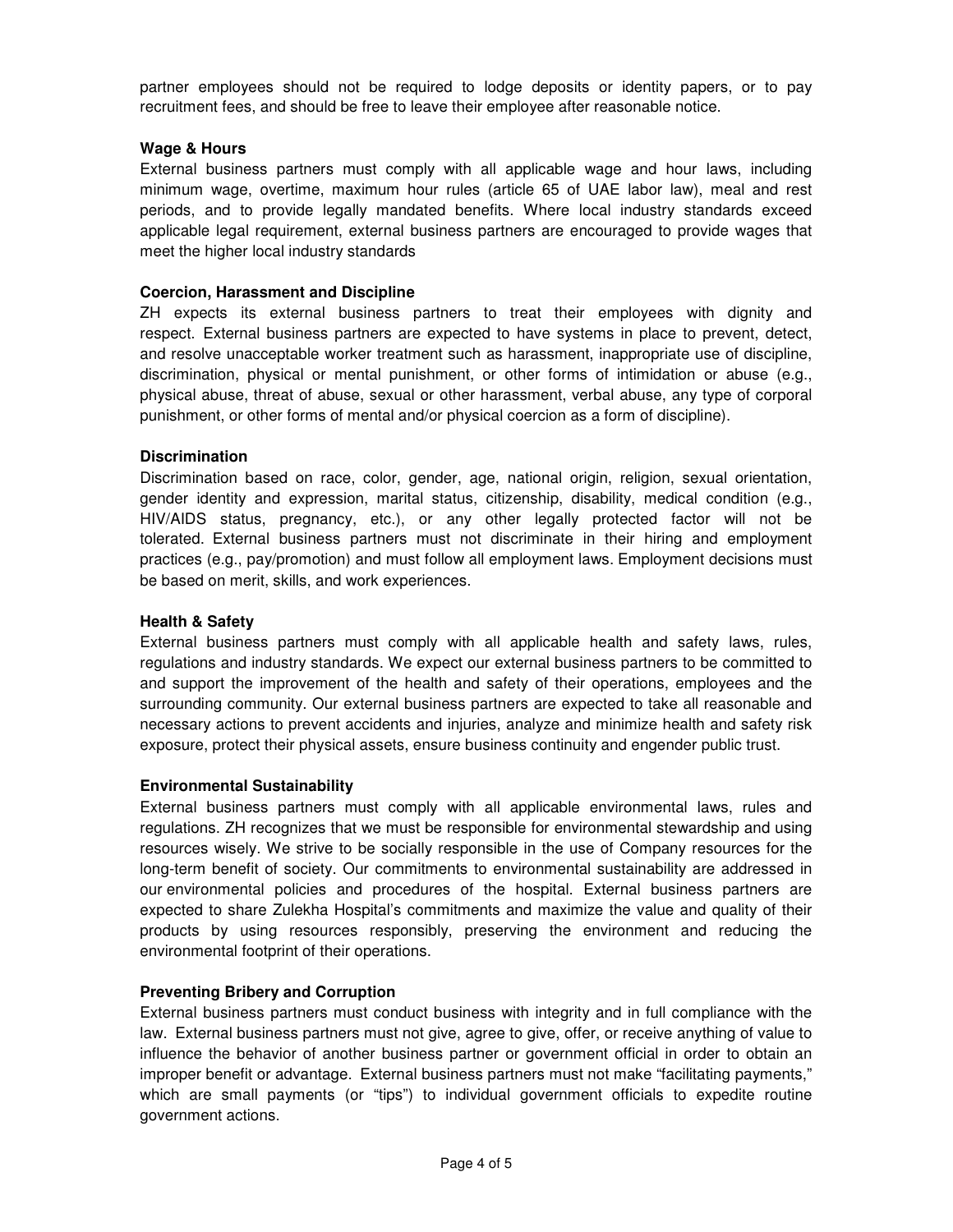partner employees should not be required to lodge deposits or identity papers, or to pay recruitment fees, and should be free to leave their employee after reasonable notice.

**Wage & Hours**

External business partners must comply with all applicable wage and hour laws, including minimum wage, overtime, maximum hour rules (article 65 of UAE labor law), meal and rest periods, and to provide legally mandated benefits. Where local industry standards exceed applicable legal requirement, external business partners are encouraged to provide wages that meet the higher local industry standards

**Coercion, Harassment and Discipline**

ZH expects its external business partners to treat their employees with dignity and respect. External business partners are expected to have systems in place to prevent, detect, and resolve unacceptable worker treatment such as harassment, inappropriate use of discipline, discrimination, physical or mental punishment, or other forms of intimidation or abuse (e.g., physical abuse, threat of abuse, sexual or other harassment, verbal abuse, any type of corporal punishment, or other forms of mental and/or physical coercion as a form of discipline).

**Discrimination**

Discrimination based on race, color, gender, age, national origin, religion, sexual orientation, gender identity and expression, marital status, citizenship, disability, medical condition (e.g., HIV/AIDS status, pregnancy, etc.), or any other legally protected factor will not be tolerated. External business partners must not discriminate in their hiring and employment practices (e.g., pay/promotion) and must follow all employment laws. Employment decisions must be based on merit, skills, and work experiences.

**Health & Safety**

External business partners must comply with all applicable health and safety laws, rules, regulations and industry standards. We expect our external business partners to be committed to and support the improvement of the health and safety of their operations, employees and the surrounding community. Our external business partners are expected to take all reasonable and necessary actions to prevent accidents and injuries, analyze and minimize health and safety risk exposure, protect their physical assets, ensure business continuity and engender public trust.

**Environmental Sustainability**

External business partners must comply with all applicable environmental laws, rules and regulations. ZH recognizes that we must be responsible for environmental stewardship and using resources wisely. We strive to be socially responsible in the use of Company resources for the long-term benefit of society. Our commitments to environmental sustainability are addressed in our environmental policies and procedures of the hospital. External business partners are expected to share Zulekha Hospital's commitments and maximize the value and quality of their products by using resources responsibly, preserving the environment and reducing the environmental footprint of their operations.

**Preventing Bribery and Corruption**

External business partners must conduct business with integrity and in full compliance with the law. External business partners must not give, agree to give, offer, or receive anything of value to influence the behavior of another business partner or government official in order to obtain an improper benefit or advantage. External business partners must not make "facilitating payments," which are small payments (or "tips") to individual government officials to expedite routine government actions.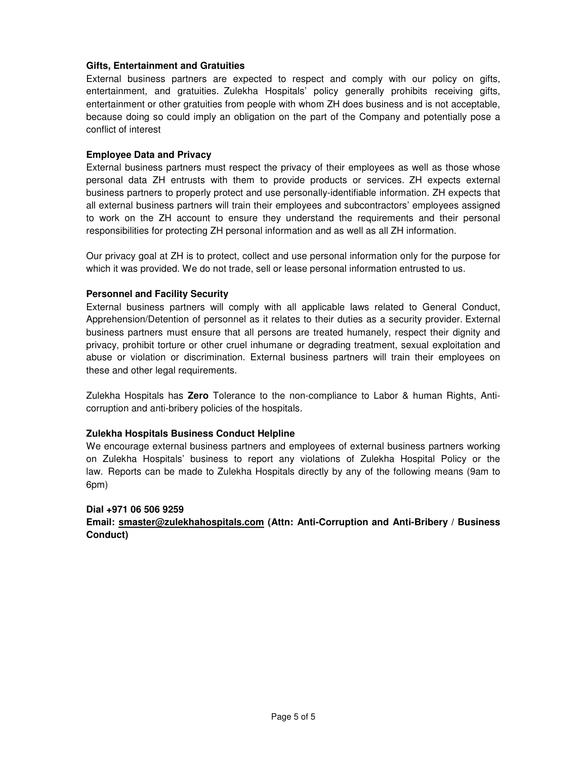**Gifts, Entertainment and Gratuities**

External business partners are expected to respect and comply with our policy on gifts, entertainment, and gratuities. Zulekha Hospitals' policy generally prohibits receiving gifts, entertainment or other gratuities from people with whom ZH does business and is not acceptable, because doing so could imply an obligation on the part of the Company and potentially pose a conflict of interest

**Employee Data and Privacy**

External business partners must respect the privacy of their employees as well as those whose personal data ZH entrusts with them to provide products or services. ZH expects external business partners to properly protect and use personally-identifiable information. ZH expects that all external business partners will train their employees and subcontractors' employees assigned to work on the ZH account to ensure they understand the requirements and their personal responsibilities for protecting ZH personal information and as well as all ZH information.

Our privacy goal at ZH is to protect, collect and use personal information only for the purpose for which it was provided. We do not trade, sell or lease personal information entrusted to us.

**Personnel and Facility Security**

External business partners will comply with all applicable laws related to General Conduct, Apprehension/Detention of personnel as it relates to their duties as a security provider. External business partners must ensure that all persons are treated humanely, respect their dignity and privacy, prohibit torture or other cruel inhumane or degrading treatment, sexual exploitation and abuse or violation or discrimination. External business partners will train their employees on these and other legal requirements.

Zulekha Hospitals has **Zero** Tolerance to the non-compliance to Labor & human Rights, Anti-corruption and anti-bribery policies of the hospitals.

**Zulekha Hospitals Business Conduct Helpline**

We encourage external business partners and employees of external business partners working on Zulekha Hospitals' business to report any violations of Zulekha Hospital Policy or the law. Reports can be made to Zulekha Hospitals directly by any of the following means (9am to 6pm)

**Dial +971 06 506 9259**

**Email: smaster@zulekhahospitals.com (Attn: Anti-Corruption and Anti-Bribery / Business Conduct)**